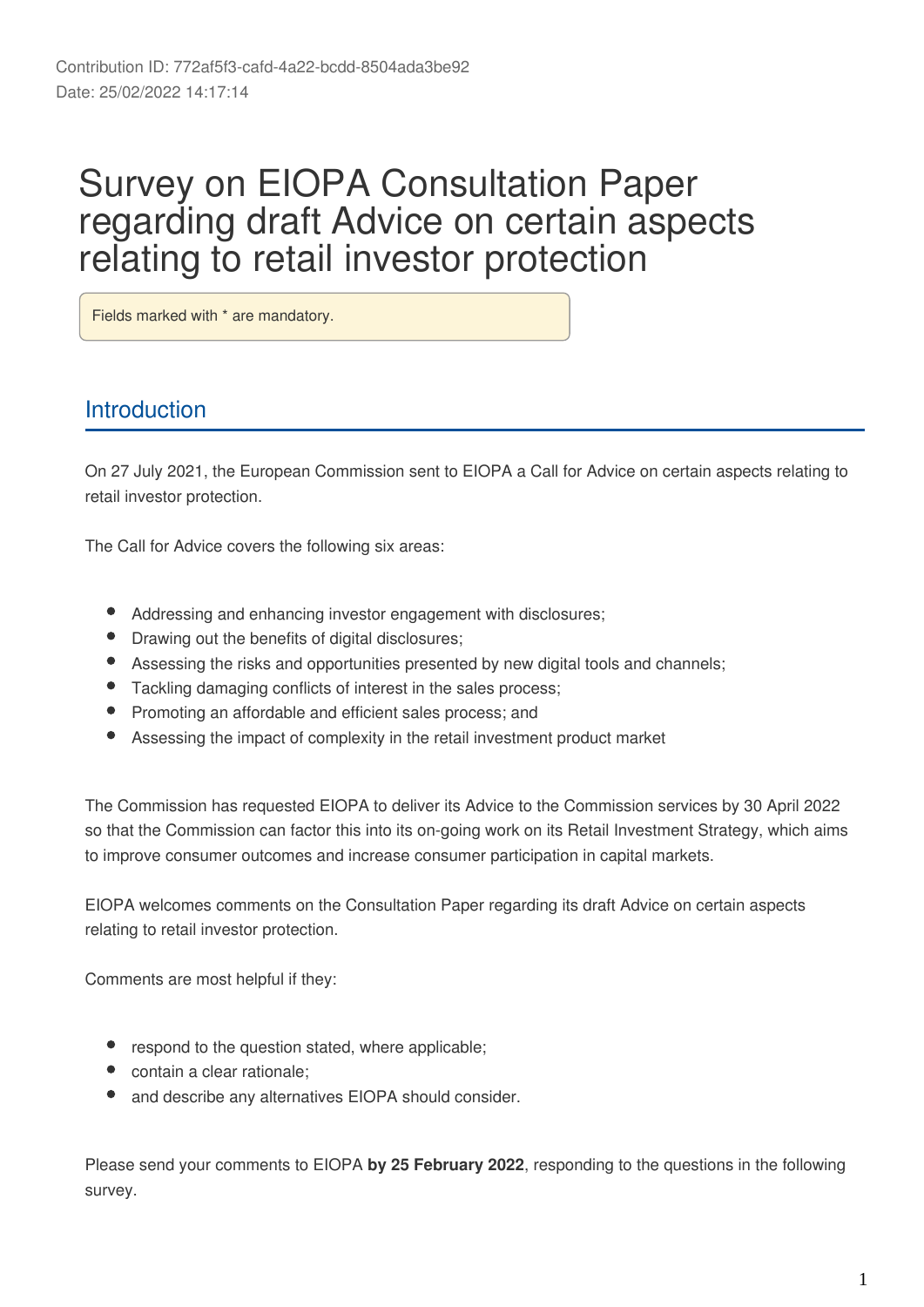Contribution ID: 772af5f3-cafd-4a22-bcdd-8504ada3be92
Date: 25/02/2022 14:17:14

# Survey on EIOPA Consultation Paper regarding draft Advice on certain aspects relating to retail investor protection

Fields marked with * are mandatory.

## Introduction

On 27 July 2021, the European Commission sent to EIOPA a Call for Advice on certain aspects relating to retail investor protection.

The Call for Advice covers the following six areas:

- Addressing and enhancing investor engagement with disclosures;
- Drawing out the benefits of digital disclosures;
- Assessing the risks and opportunities presented by new digital tools and channels;
- Tackling damaging conflicts of interest in the sales process;
- Promoting an affordable and efficient sales process; and
- Assessing the impact of complexity in the retail investment product market

The Commission has requested EIOPA to deliver its Advice to the Commission services by 30 April 2022 so that the Commission can factor this into its on-going work on its Retail Investment Strategy, which aims to improve consumer outcomes and increase consumer participation in capital markets.

EIOPA welcomes comments on the Consultation Paper regarding its draft Advice on certain aspects relating to retail investor protection.

Comments are most helpful if they:

- respond to the question stated, where applicable;
- contain a clear rationale;
- and describe any alternatives EIOPA should consider.

Please send your comments to EIOPA **by 25 February 2022**, responding to the questions in the following survey.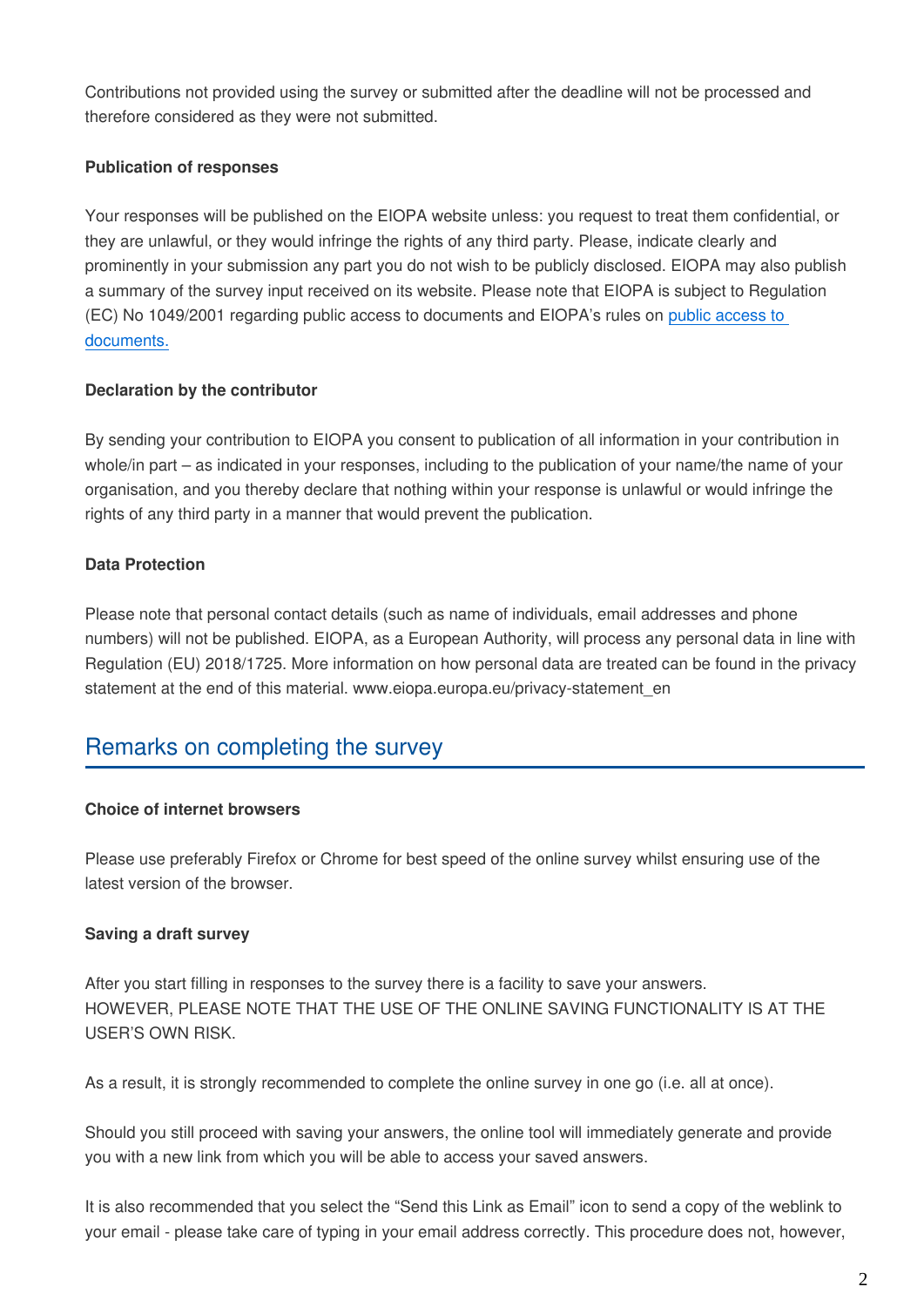Contributions not provided using the survey or submitted after the deadline will not be processed and therefore considered as they were not submitted.

**Publication of responses**

Your responses will be published on the EIOPA website unless: you request to treat them confidential, or they are unlawful, or they would infringe the rights of any third party. Please, indicate clearly and prominently in your submission any part you do not wish to be publicly disclosed. EIOPA may also publish a summary of the survey input received on its website. Please note that EIOPA is subject to Regulation (EC) No 1049/2001 regarding public access to documents and EIOPA's rules on [public access to documents.]

**Declaration by the contributor**

By sending your contribution to EIOPA you consent to publication of all information in your contribution in whole/in part – as indicated in your responses, including to the publication of your name/the name of your organisation, and you thereby declare that nothing within your response is unlawful or would infringe the rights of any third party in a manner that would prevent the publication.

**Data Protection**

Please note that personal contact details (such as name of individuals, email addresses and phone numbers) will not be published. EIOPA, as a European Authority, will process any personal data in line with Regulation (EU) 2018/1725. More information on how personal data are treated can be found in the privacy statement at the end of this material. www.eiopa.europa.eu/privacy-statement_en

## Remarks on completing the survey

**Choice of internet browsers**

Please use preferably Firefox or Chrome for best speed of the online survey whilst ensuring use of the latest version of the browser.

**Saving a draft survey**

After you start filling in responses to the survey there is a facility to save your answers.
HOWEVER, PLEASE NOTE THAT THE USE OF THE ONLINE SAVING FUNCTIONALITY IS AT THE USER'S OWN RISK.

As a result, it is strongly recommended to complete the online survey in one go (i.e. all at once).

Should you still proceed with saving your answers, the online tool will immediately generate and provide you with a new link from which you will be able to access your saved answers.

It is also recommended that you select the "Send this Link as Email" icon to send a copy of the weblink to your email - please take care of typing in your email address correctly. This procedure does not, however,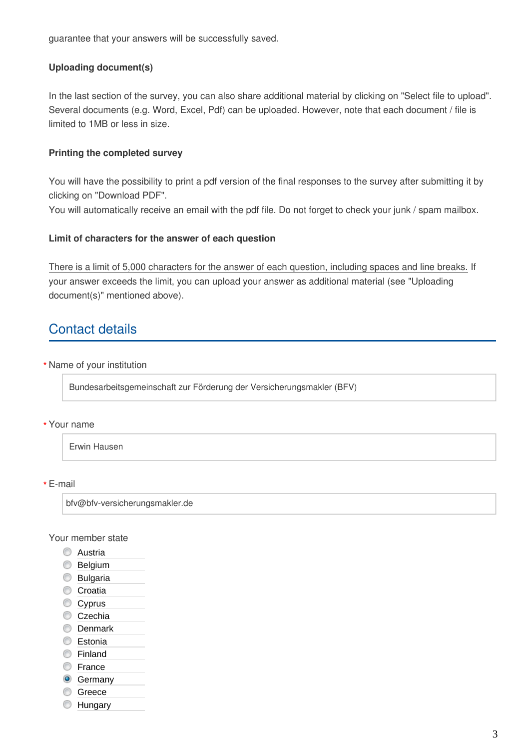guarantee that your answers will be successfully saved.

**Uploading document(s)**

In the last section of the survey, you can also share additional material by clicking on "Select file to upload". Several documents (e.g. Word, Excel, Pdf) can be uploaded. However, note that each document / file is limited to 1MB or less in size.

**Printing the completed survey**

You will have the possibility to print a pdf version of the final responses to the survey after submitting it by clicking on "Download PDF".
You will automatically receive an email with the pdf file. Do not forget to check your junk / spam mailbox.

**Limit of characters for the answer of each question**

There is a limit of 5,000 characters for the answer of each question, including spaces and line breaks. If your answer exceeds the limit, you can upload your answer as additional material (see "Uploading document(s)" mentioned above).

## Contact details

\* Name of your institution

Bundesarbeitsgemeinschaft zur Förderung der Versicherungsmakler (BFV)

\* Your name

Erwin Hausen

\* E-mail

bfv@bfv-versicherungsmakler.de

Your member state

- ○ Austria
- ○ Belgium
- ○ Bulgaria
- ○ Croatia
- ○ Cyprus
- ○ Czechia
- ○ Denmark
- ○ Estonia
- ○ Finland
- ○ France
- ● Germany
- ○ Greece
- ○ Hungary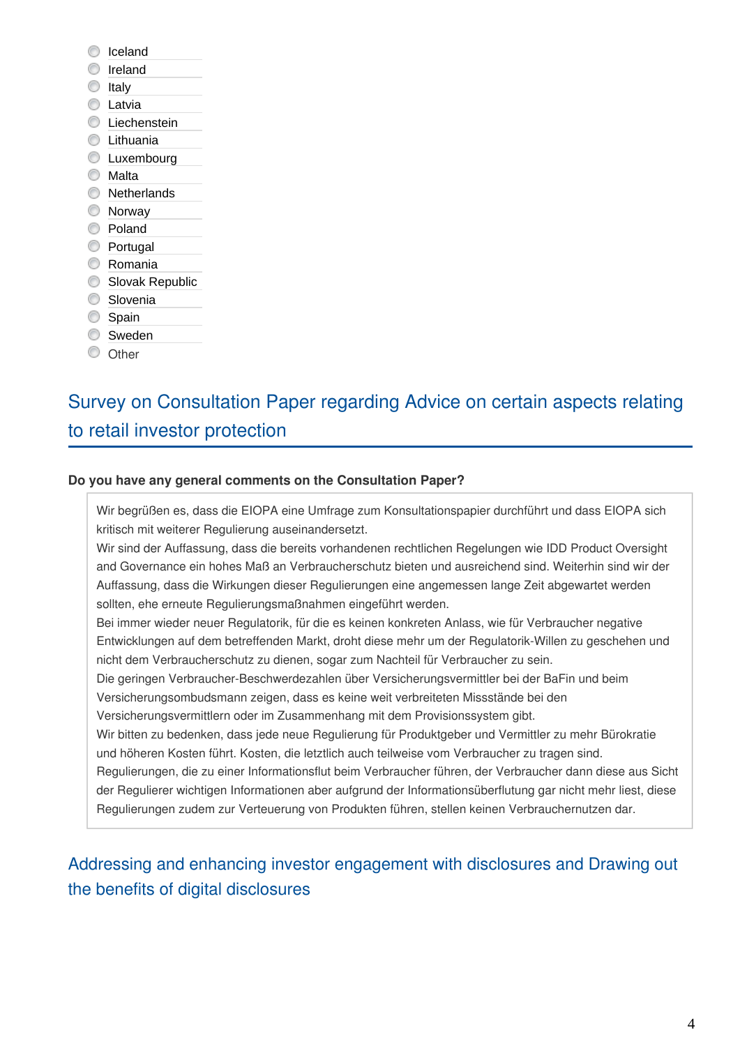- Iceland
- Ireland
- Italy
- Latvia
- Liechenstein
- Lithuania
- Luxembourg
- Malta
- Netherlands
- Norway
- Poland
- Portugal
- Romania
- Slovak Republic
- Slovenia
- Spain
- Sweden
- Other

## Survey on Consultation Paper regarding Advice on certain aspects relating to retail investor protection

**Do you have any general comments on the Consultation Paper?**

Wir begrüßen es, dass die EIOPA eine Umfrage zum Konsultationspapier durchführt und dass EIOPA sich kritisch mit weiterer Regulierung auseinandersetzt.
Wir sind der Auffassung, dass die bereits vorhandenen rechtlichen Regelungen wie IDD Product Oversight and Governance ein hohes Maß an Verbraucherschutz bieten und ausreichend sind. Weiterhin sind wir der Auffassung, dass die Wirkungen dieser Regulierungen eine angemessen lange Zeit abgewartet werden sollten, ehe erneute Regulierungsmaßnahmen eingeführt werden.
Bei immer wieder neuer Regulatorik, für die es keinen konkreten Anlass, wie für Verbraucher negative Entwicklungen auf dem betreffenden Markt, droht diese mehr um der Regulatorik-Willen zu geschehen und nicht dem Verbraucherschutz zu dienen, sogar zum Nachteil für Verbraucher zu sein.
Die geringen Verbraucher-Beschwerdezahlen über Versicherungsvermittler bei der BaFin und beim Versicherungsombudsmann zeigen, dass es keine weit verbreiteten Missstände bei den Versicherungsvermittlern oder im Zusammenhang mit dem Provisionssystem gibt.
Wir bitten zu bedenken, dass jede neue Regulierung für Produktgeber und Vermittler zu mehr Bürokratie und höheren Kosten führt. Kosten, die letztlich auch teilweise vom Verbraucher zu tragen sind.
Regulierungen, die zu einer Informationsflut beim Verbraucher führen, der Verbraucher dann diese aus Sicht der Regulierer wichtigen Informationen aber aufgrund der Informationsüberflutung gar nicht mehr liest, diese Regulierungen zudem zur Verteuerung von Produkten führen, stellen keinen Verbrauchernutzen dar.

## Addressing and enhancing investor engagement with disclosures and Drawing out the benefits of digital disclosures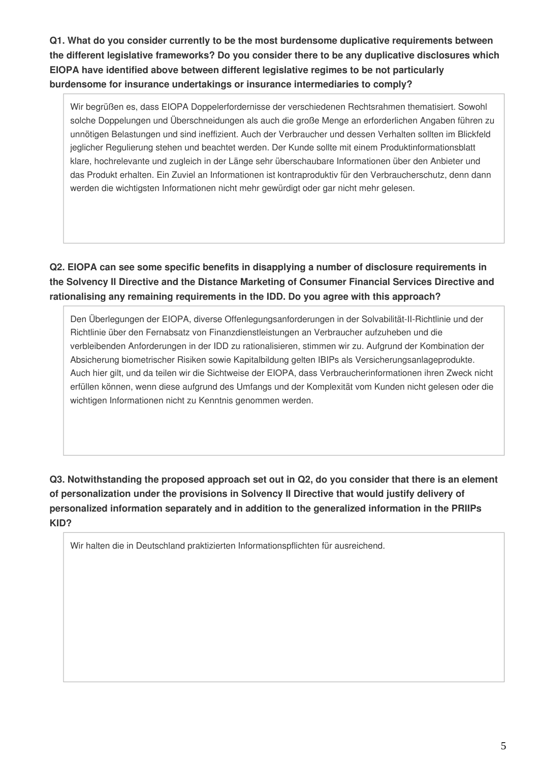**Q1. What do you consider currently to be the most burdensome duplicative requirements between the different legislative frameworks? Do you consider there to be any duplicative disclosures which EIOPA have identified above between different legislative regimes to be not particularly burdensome for insurance undertakings or insurance intermediaries to comply?**

Wir begrüßen es, dass EIOPA Doppelerfordernisse der verschiedenen Rechtsrahmen thematisiert. Sowohl solche Doppelungen und Überschneidungen als auch die große Menge an erforderlichen Angaben führen zu unnötigen Belastungen und sind ineffizient. Auch der Verbraucher und dessen Verhalten sollten im Blickfeld jeglicher Regulierung stehen und beachtet werden. Der Kunde sollte mit einem Produktinformationsblatt klare, hochrelevante und zugleich in der Länge sehr überschaubare Informationen über den Anbieter und das Produkt erhalten. Ein Zuviel an Informationen ist kontraproduktiv für den Verbraucherschutz, denn dann werden die wichtigsten Informationen nicht mehr gewürdigt oder gar nicht mehr gelesen.

**Q2. EIOPA can see some specific benefits in disapplying a number of disclosure requirements in the Solvency II Directive and the Distance Marketing of Consumer Financial Services Directive and rationalising any remaining requirements in the IDD. Do you agree with this approach?**

Den Überlegungen der EIOPA, diverse Offenlegungsanforderungen in der Solvabilität-II-Richtlinie und der Richtlinie über den Fernabsatz von Finanzdienstleistungen an Verbraucher aufzuheben und die verbleibenden Anforderungen in der IDD zu rationalisieren, stimmen wir zu. Aufgrund der Kombination der Absicherung biometrischer Risiken sowie Kapitalbildung gelten IBIPs als Versicherungsanlageprodukte. Auch hier gilt, und da teilen wir die Sichtweise der EIOPA, dass Verbraucherinformationen ihren Zweck nicht erfüllen können, wenn diese aufgrund des Umfangs und der Komplexität vom Kunden nicht gelesen oder die wichtigen Informationen nicht zu Kenntnis genommen werden.

**Q3. Notwithstanding the proposed approach set out in Q2, do you consider that there is an element of personalization under the provisions in Solvency II Directive that would justify delivery of personalized information separately and in addition to the generalized information in the PRIIPs KID?**

Wir halten die in Deutschland praktizierten Informationspflichten für ausreichend.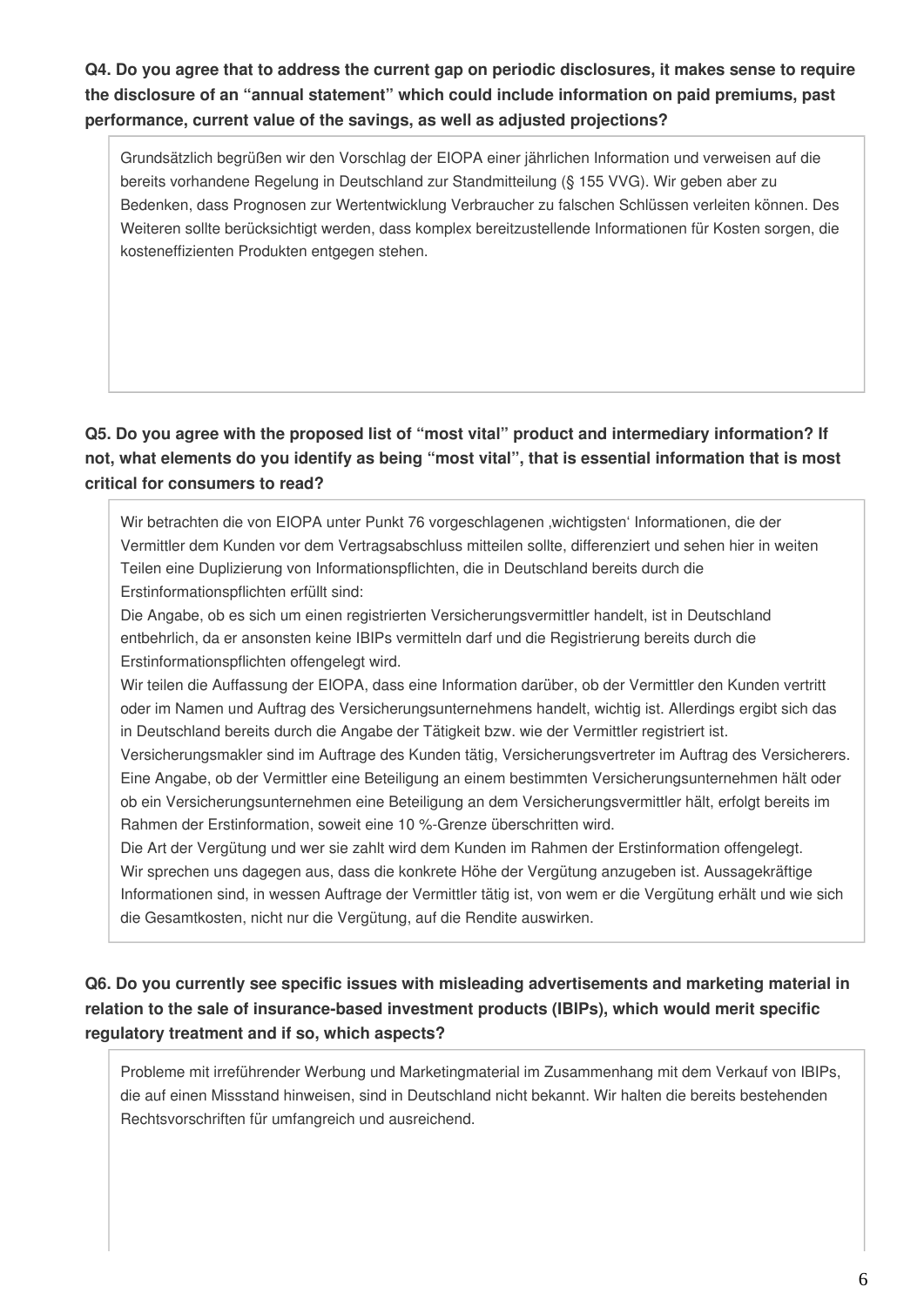**Q4. Do you agree that to address the current gap on periodic disclosures, it makes sense to require the disclosure of an "annual statement" which could include information on paid premiums, past performance, current value of the savings, as well as adjusted projections?**

Grundsätzlich begrüßen wir den Vorschlag der EIOPA einer jährlichen Information und verweisen auf die bereits vorhandene Regelung in Deutschland zur Standmitteilung (§ 155 VVG). Wir geben aber zu Bedenken, dass Prognosen zur Wertentwicklung Verbraucher zu falschen Schlüssen verleiten können. Des Weiteren sollte berücksichtigt werden, dass komplex bereitzustellende Informationen für Kosten sorgen, die kosteneffizienten Produkten entgegen stehen.

**Q5. Do you agree with the proposed list of "most vital" product and intermediary information? If not, what elements do you identify as being "most vital", that is essential information that is most critical for consumers to read?**

Wir betrachten die von EIOPA unter Punkt 76 vorgeschlagenen ‚wichtigsten' Informationen, die der Vermittler dem Kunden vor dem Vertragsabschluss mitteilen sollte, differenziert und sehen hier in weiten Teilen eine Duplizierung von Informationspflichten, die in Deutschland bereits durch die Erstinformationspflichten erfüllt sind:
Die Angabe, ob es sich um einen registrierten Versicherungsvermittler handelt, ist in Deutschland entbehrlich, da er ansonsten keine IBIPs vermitteln darf und die Registrierung bereits durch die Erstinformationspflichten offengelegt wird.
Wir teilen die Auffassung der EIOPA, dass eine Information darüber, ob der Vermittler den Kunden vertritt oder im Namen und Auftrag des Versicherungsunternehmens handelt, wichtig ist. Allerdings ergibt sich das in Deutschland bereits durch die Angabe der Tätigkeit bzw. wie der Vermittler registriert ist.
Versicherungsmakler sind im Auftrage des Kunden tätig, Versicherungsvertreter im Auftrag des Versicherers.
Eine Angabe, ob der Vermittler eine Beteiligung an einem bestimmten Versicherungsunternehmen hält oder ob ein Versicherungsunternehmen eine Beteiligung an dem Versicherungsvermittler hält, erfolgt bereits im Rahmen der Erstinformation, soweit eine 10 %-Grenze überschritten wird.
Die Art der Vergütung und wer sie zahlt wird dem Kunden im Rahmen der Erstinformation offengelegt.
Wir sprechen uns dagegen aus, dass die konkrete Höhe der Vergütung anzugeben ist. Aussagekräftige Informationen sind, in wessen Auftrage der Vermittler tätig ist, von wem er die Vergütung erhält und wie sich die Gesamtkosten, nicht nur die Vergütung, auf die Rendite auswirken.

**Q6. Do you currently see specific issues with misleading advertisements and marketing material in relation to the sale of insurance-based investment products (IBIPs), which would merit specific regulatory treatment and if so, which aspects?**

Probleme mit irreführender Werbung und Marketingmaterial im Zusammenhang mit dem Verkauf von IBIPs, die auf einen Missstand hinweisen, sind in Deutschland nicht bekannt. Wir halten die bereits bestehenden Rechtsvorschriften für umfangreich und ausreichend.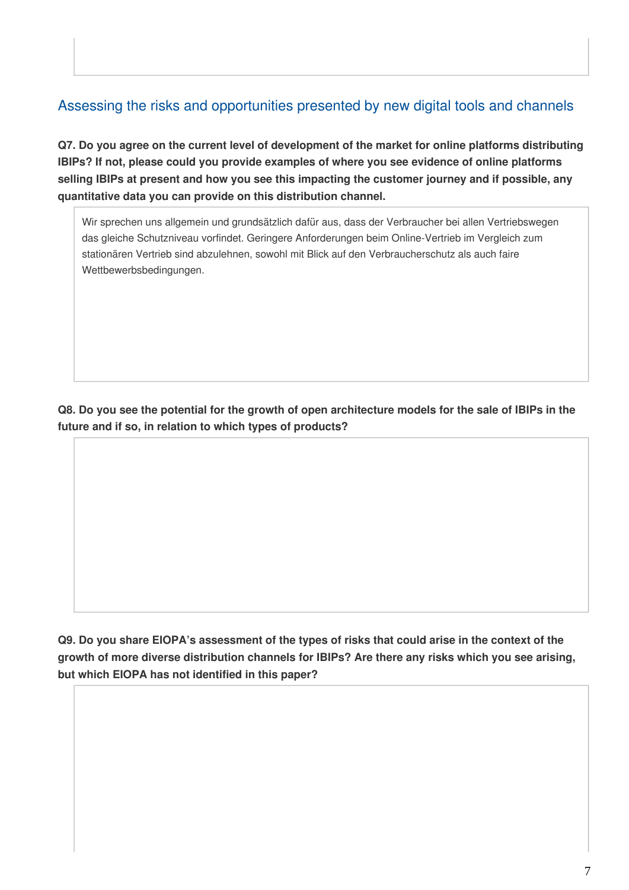## Assessing the risks and opportunities presented by new digital tools and channels

**Q7. Do you agree on the current level of development of the market for online platforms distributing IBIPs? If not, please could you provide examples of where you see evidence of online platforms selling IBIPs at present and how you see this impacting the customer journey and if possible, any quantitative data you can provide on this distribution channel.**

Wir sprechen uns allgemein und grundsätzlich dafür aus, dass der Verbraucher bei allen Vertriebswegen das gleiche Schutzniveau vorfindet. Geringere Anforderungen beim Online-Vertrieb im Vergleich zum stationären Vertrieb sind abzulehnen, sowohl mit Blick auf den Verbraucherschutz als auch faire Wettbewerbsbedingungen.

**Q8. Do you see the potential for the growth of open architecture models for the sale of IBIPs in the future and if so, in relation to which types of products?**

**Q9. Do you share EIOPA's assessment of the types of risks that could arise in the context of the growth of more diverse distribution channels for IBIPs? Are there any risks which you see arising, but which EIOPA has not identified in this paper?**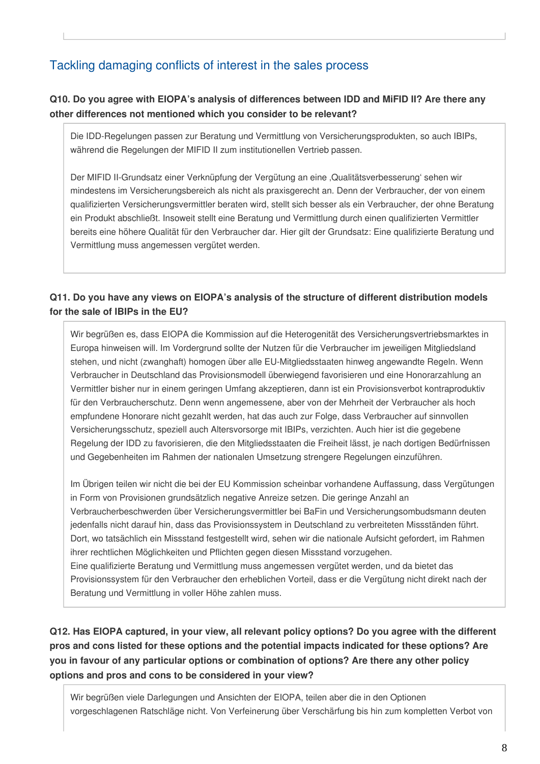## Tackling damaging conflicts of interest in the sales process

**Q10. Do you agree with EIOPA's analysis of differences between IDD and MiFID II? Are there any other differences not mentioned which you consider to be relevant?**

Die IDD-Regelungen passen zur Beratung und Vermittlung von Versicherungsprodukten, so auch IBIPs, während die Regelungen der MIFID II zum institutionellen Vertrieb passen.

Der MIFID II-Grundsatz einer Verknüpfung der Vergütung an eine ‚Qualitätsverbesserung' sehen wir mindestens im Versicherungsbereich als nicht als praxisgerecht an. Denn der Verbraucher, der von einem qualifizierten Versicherungsvermittler beraten wird, stellt sich besser als ein Verbraucher, der ohne Beratung ein Produkt abschließt. Insoweit stellt eine Beratung und Vermittlung durch einen qualifizierten Vermittler bereits eine höhere Qualität für den Verbraucher dar. Hier gilt der Grundsatz: Eine qualifizierte Beratung und Vermittlung muss angemessen vergütet werden.

**Q11. Do you have any views on EIOPA's analysis of the structure of different distribution models for the sale of IBIPs in the EU?**

Wir begrüßen es, dass EIOPA die Kommission auf die Heterogenität des Versicherungsvertriebsmarktes in Europa hinweisen will. Im Vordergrund sollte der Nutzen für die Verbraucher im jeweiligen Mitgliedsland stehen, und nicht (zwanghaft) homogen über alle EU-Mitgliedsstaaten hinweg angewandte Regeln. Wenn Verbraucher in Deutschland das Provisionsmodell überwiegend favorisieren und eine Honorarzahlung an Vermittler bisher nur in einem geringen Umfang akzeptieren, dann ist ein Provisionsverbot kontraproduktiv für den Verbraucherschutz. Denn wenn angemessene, aber von der Mehrheit der Verbraucher als hoch empfundene Honorare nicht gezahlt werden, hat das auch zur Folge, dass Verbraucher auf sinnvollen Versicherungsschutz, speziell auch Altersvorsorge mit IBIPs, verzichten. Auch hier ist die gegebene Regelung der IDD zu favorisieren, die den Mitgliedsstaaten die Freiheit lässt, je nach dortigen Bedürfnissen und Gegebenheiten im Rahmen der nationalen Umsetzung strengere Regelungen einzuführen.

Im Übrigen teilen wir nicht die bei der EU Kommission scheinbar vorhandene Auffassung, dass Vergütungen in Form von Provisionen grundsätzlich negative Anreize setzen. Die geringe Anzahl an Verbraucherbeschwerden über Versicherungsvermittler bei BaFin und Versicherungsombudsmann deuten jedenfalls nicht darauf hin, dass das Provisionssystem in Deutschland zu verbreiteten Missständen führt. Dort, wo tatsächlich ein Missstand festgestellt wird, sehen wir die nationale Aufsicht gefordert, im Rahmen ihrer rechtlichen Möglichkeiten und Pflichten gegen diesen Missstand vorzugehen.
Eine qualifizierte Beratung und Vermittlung muss angemessen vergütet werden, und da bietet das Provisionssystem für den Verbraucher den erheblichen Vorteil, dass er die Vergütung nicht direkt nach der Beratung und Vermittlung in voller Höhe zahlen muss.

**Q12. Has EIOPA captured, in your view, all relevant policy options? Do you agree with the different pros and cons listed for these options and the potential impacts indicated for these options? Are you in favour of any particular options or combination of options? Are there any other policy options and pros and cons to be considered in your view?**

Wir begrüßen viele Darlegungen und Ansichten der EIOPA, teilen aber die in den Optionen vorgeschlagenen Ratschläge nicht. Von Verfeinerung über Verschärfung bis hin zum kompletten Verbot von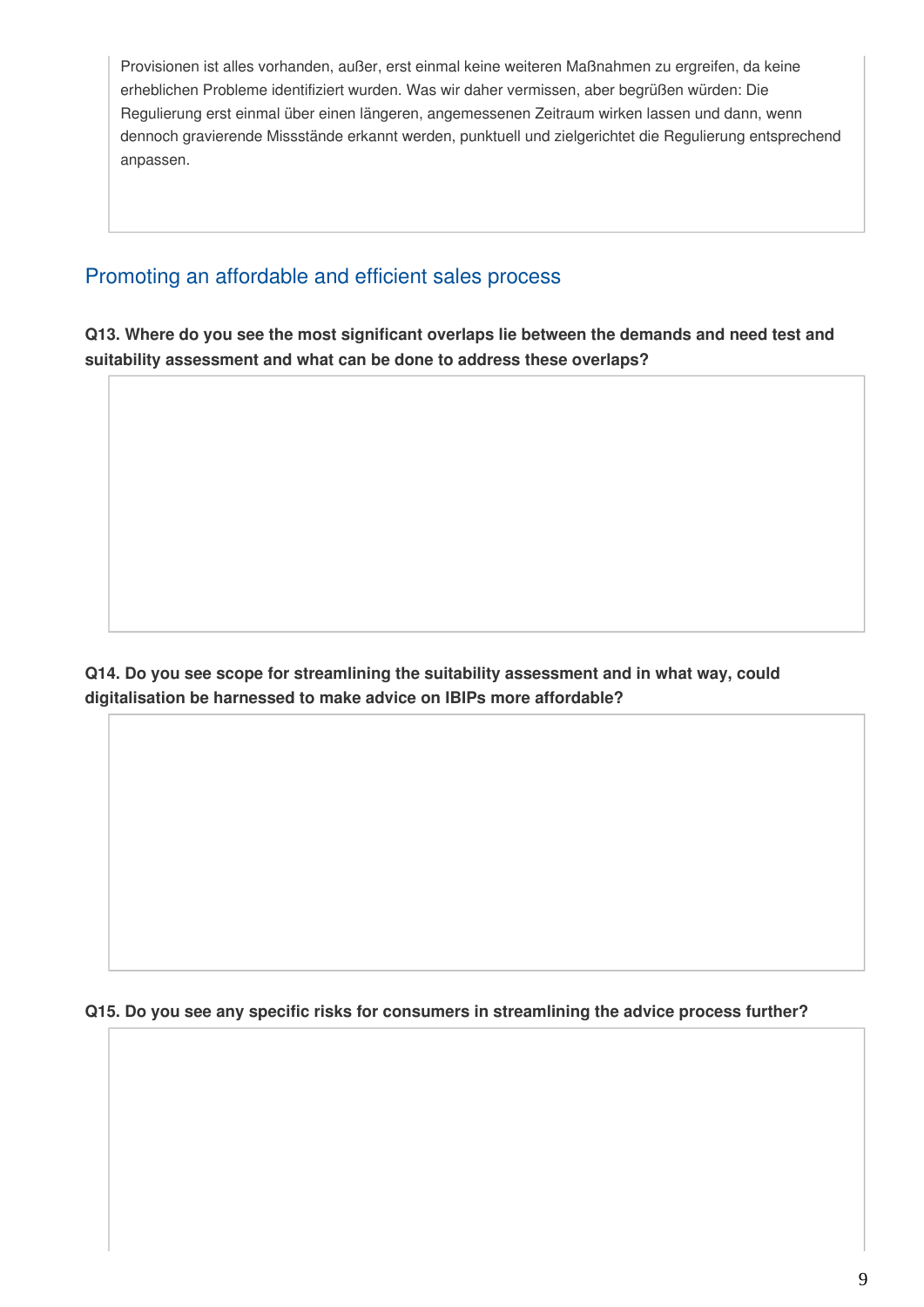Provisionen ist alles vorhanden, außer, erst einmal keine weiteren Maßnahmen zu ergreifen, da keine erheblichen Probleme identifiziert wurden. Was wir daher vermissen, aber begrüßen würden: Die Regulierung erst einmal über einen längeren, angemessenen Zeitraum wirken lassen und dann, wenn dennoch gravierende Missstände erkannt werden, punktuell und zielgerichtet die Regulierung entsprechend anpassen.

## Promoting an affordable and efficient sales process

**Q13. Where do you see the most significant overlaps lie between the demands and need test and suitability assessment and what can be done to address these overlaps?**

**Q14. Do you see scope for streamlining the suitability assessment and in what way, could digitalisation be harnessed to make advice on IBIPs more affordable?**

**Q15. Do you see any specific risks for consumers in streamlining the advice process further?**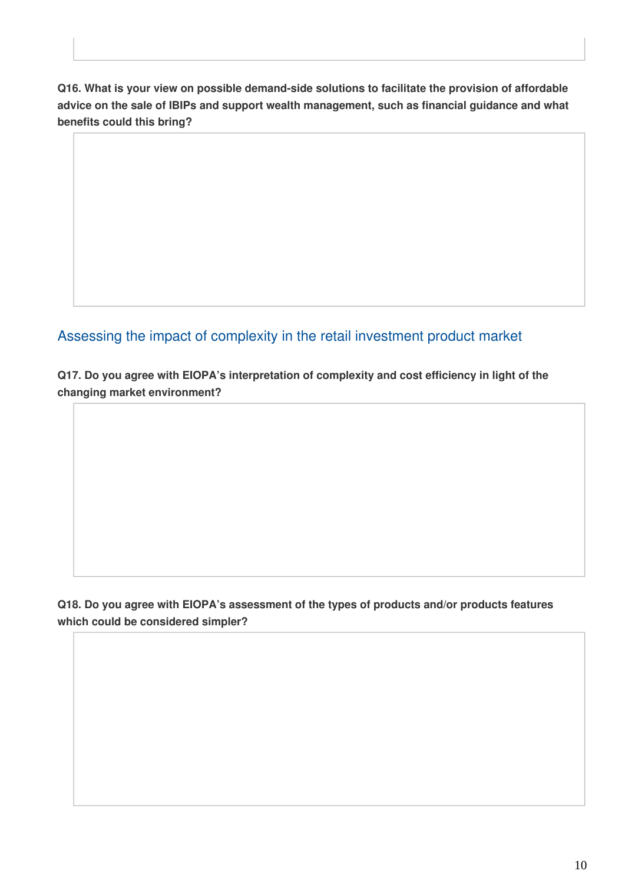**Q16. What is your view on possible demand-side solutions to facilitate the provision of affordable advice on the sale of IBIPs and support wealth management, such as financial guidance and what benefits could this bring?**

## Assessing the impact of complexity in the retail investment product market

**Q17. Do you agree with EIOPA's interpretation of complexity and cost efficiency in light of the changing market environment?**

**Q18. Do you agree with EIOPA's assessment of the types of products and/or products features which could be considered simpler?**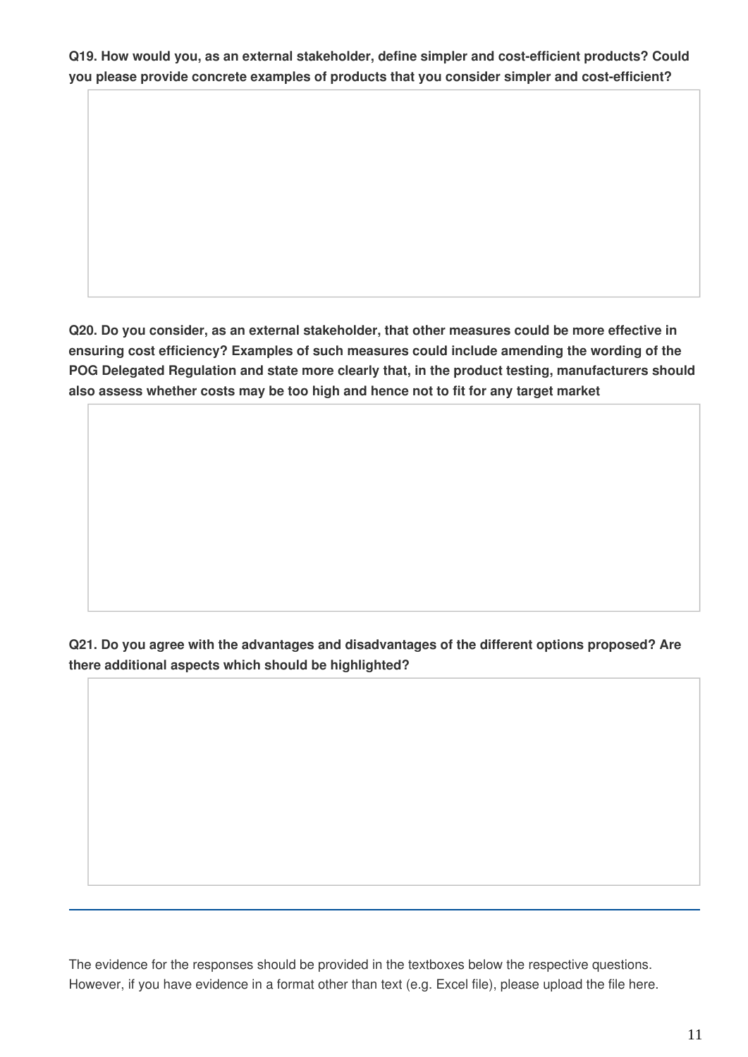**Q19. How would you, as an external stakeholder, define simpler and cost-efficient products? Could you please provide concrete examples of products that you consider simpler and cost-efficient?**

**Q20. Do you consider, as an external stakeholder, that other measures could be more effective in ensuring cost efficiency? Examples of such measures could include amending the wording of the POG Delegated Regulation and state more clearly that, in the product testing, manufacturers should also assess whether costs may be too high and hence not to fit for any target market**

**Q21. Do you agree with the advantages and disadvantages of the different options proposed? Are there additional aspects which should be highlighted?**

---

The evidence for the responses should be provided in the textboxes below the respective questions. However, if you have evidence in a format other than text (e.g. Excel file), please upload the file here.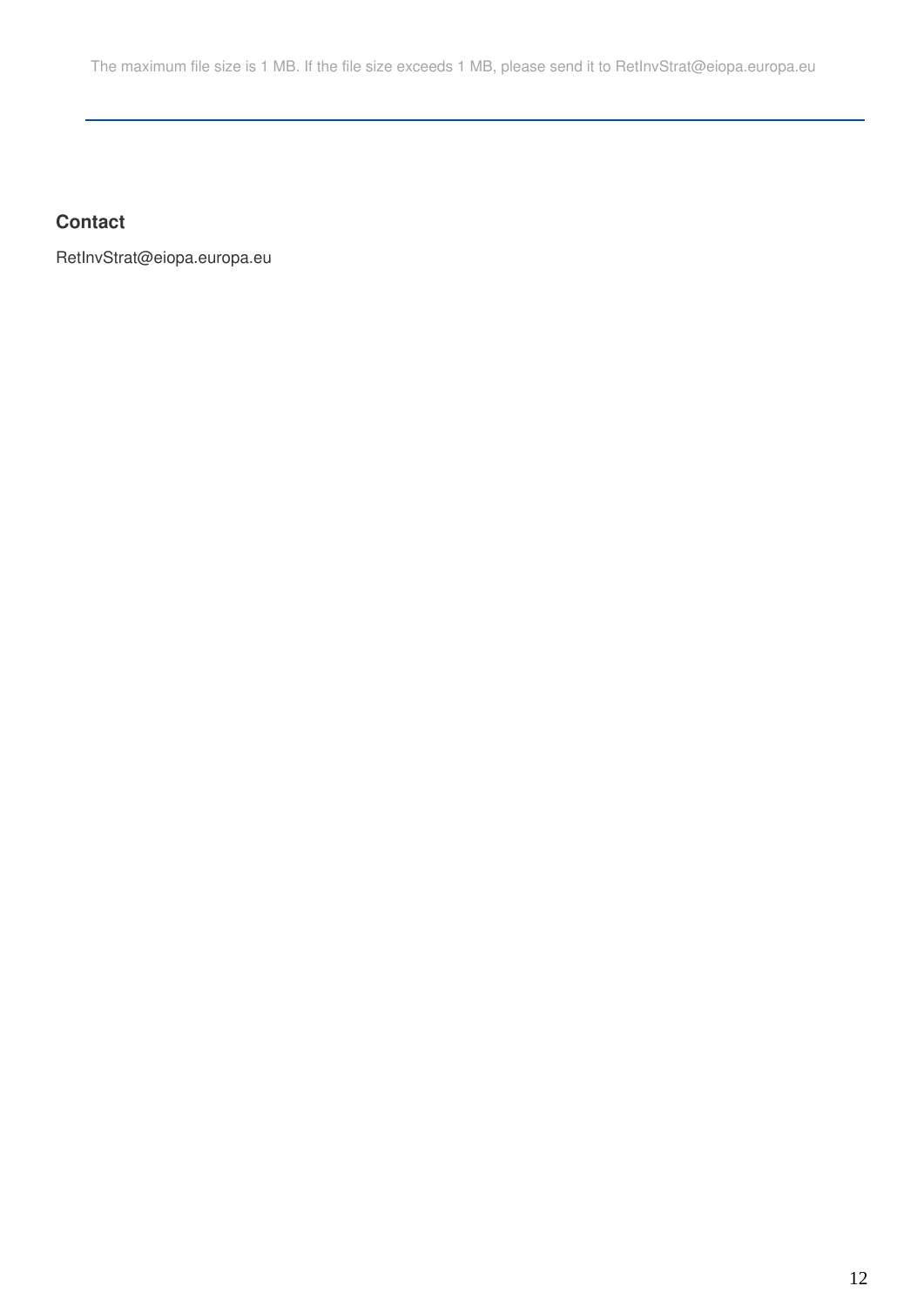The maximum file size is 1 MB. If the file size exceeds 1 MB, please send it to RetInvStrat@eiopa.europa.eu

---

### Contact

RetInvStrat@eiopa.europa.eu